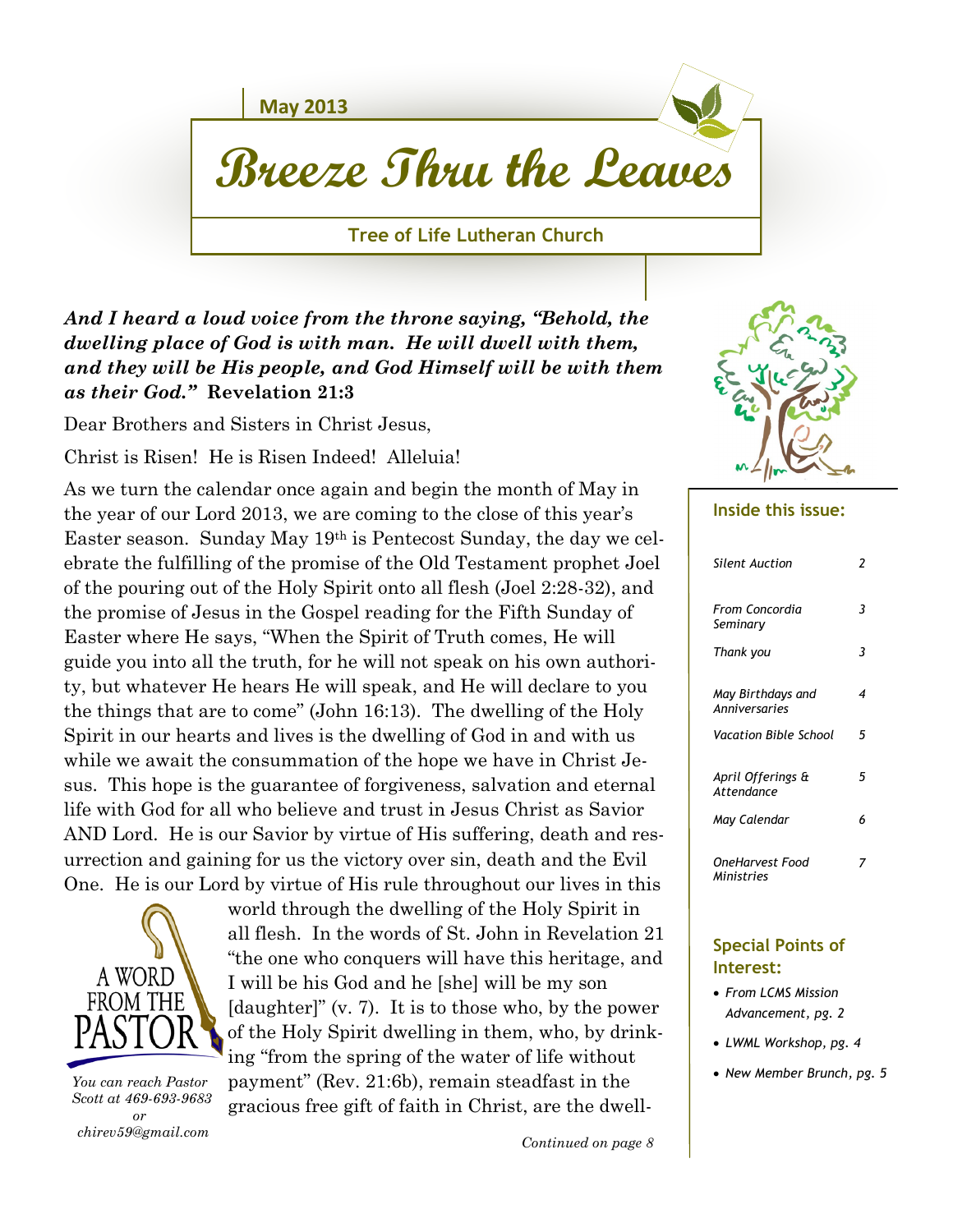May 2013

# Breeze Thru the Leaves

**Tree of Life Lutheran Church**

***And I heard a loud voice from the throne saying, "Behold, the dwelling place of God is with man. He will dwell with them, and they will be His people, and God Himself will be with them as their God."*** **Revelation 21:3**

Dear Brothers and Sisters in Christ Jesus,

Christ is Risen! He is Risen Indeed! Alleluia!

As we turn the calendar once again and begin the month of May in the year of our Lord 2013, we are coming to the close of this year's Easter season. Sunday May 19th is Pentecost Sunday, the day we celebrate the fulfilling of the promise of the Old Testament prophet Joel of the pouring out of the Holy Spirit onto all flesh (Joel 2:28-32), and the promise of Jesus in the Gospel reading for the Fifth Sunday of Easter where He says, "When the Spirit of Truth comes, He will guide you into all the truth, for he will not speak on his own authority, but whatever He hears He will speak, and He will declare to you the things that are to come" (John 16:13). The dwelling of the Holy Spirit in our hearts and lives is the dwelling of God in and with us while we await the consummation of the hope we have in Christ Jesus. This hope is the guarantee of forgiveness, salvation and eternal life with God for all who believe and trust in Jesus Christ as Savior AND Lord. He is our Savior by virtue of His suffering, death and resurrection and gaining for us the victory over sin, death and the Evil One. He is our Lord by virtue of His rule throughout our lives in this world through the dwelling of the Holy Spirit in all flesh. In the words of St. John in Revelation 21 "the one who conquers will have this heritage, and I will be his God and he [she] will be my son [daughter]" (v. 7). It is to those who, by the power of the Holy Spirit dwelling in them, who, by drinking "from the spring of the water of life without payment" (Rev. 21:6b), remain steadfast in the gracious free gift of faith in Christ, are the dwell-

*Continued on page 8*

A WORD FROM THE PASTOR

*You can reach Pastor Scott at 469-693-9683 or chirev59@gmail.com*

## Inside this issue:

| | |
|---|---|
| *Silent Auction* | 2 |
| *From Concordia Seminary* | 3 |
| *Thank you* | 3 |
| *May Birthdays and Anniversaries* | 4 |
| *Vacation Bible School* | 5 |
| *April Offerings & Attendance* | 5 |
| *May Calendar* | 6 |
| *OneHarvest Food Ministries* | 7 |

## Special Points of Interest:

- *From LCMS Mission Advancement, pg. 2*
- *LWML Workshop, pg. 4*
- *New Member Brunch, pg. 5*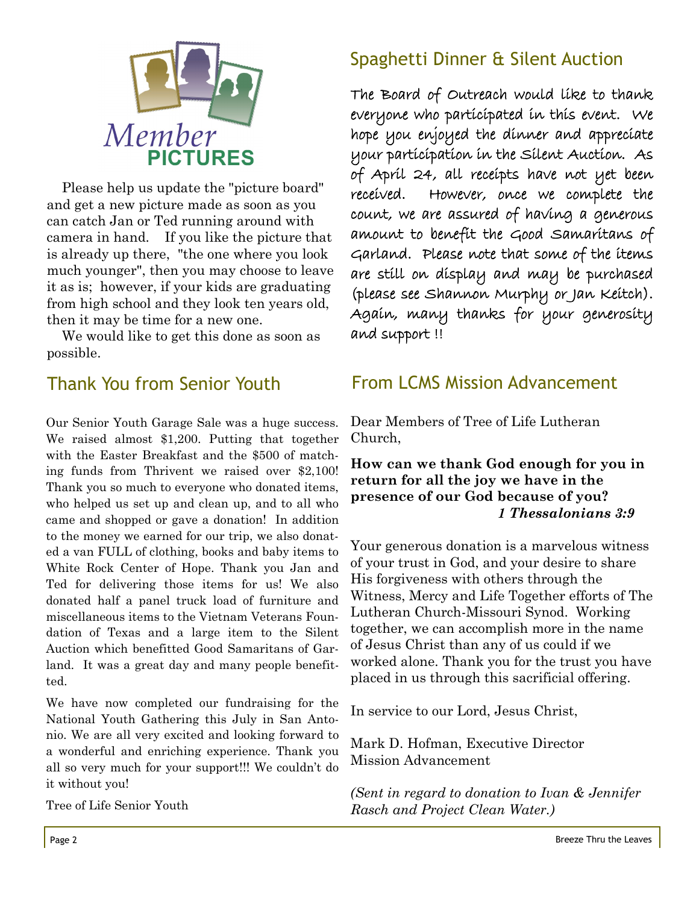## Member PICTURES

Please help us update the "picture board" and get a new picture made as soon as you can catch Jan or Ted running around with camera in hand. If you like the picture that is already up there, "the one where you look much younger", then you may choose to leave it as is; however, if your kids are graduating from high school and they look ten years old, then it may be time for a new one.

We would like to get this done as soon as possible.

## Thank You from Senior Youth

Our Senior Youth Garage Sale was a huge success. We raised almost $1,200. Putting that together with the Easter Breakfast and the $500 of matching funds from Thrivent we raised over $2,100! Thank you so much to everyone who donated items, who helped us set up and clean up, and to all who came and shopped or gave a donation! In addition to the money we earned for our trip, we also donated a van FULL of clothing, books and baby items to White Rock Center of Hope. Thank you Jan and Ted for delivering those items for us! We also donated half a panel truck load of furniture and miscellaneous items to the Vietnam Veterans Foundation of Texas and a large item to the Silent Auction which benefitted Good Samaritans of Garland. It was a great day and many people benefitted.

We have now completed our fundraising for the National Youth Gathering this July in San Antonio. We are all very excited and looking forward to a wonderful and enriching experience. Thank you all so very much for your support!!! We couldn't do it without you!

Tree of Life Senior Youth

## Spaghetti Dinner & Silent Auction

The Board of Outreach would like to thank everyone who participated in this event. We hope you enjoyed the dinner and appreciate your participation in the Silent Auction. As of April 24, all receipts have not yet been received. However, once we complete the count, we are assured of having a generous amount to benefit the Good Samaritans of Garland. Please note that some of the items are still on display and may be purchased (please see Shannon Murphy or Jan Keitch). Again, many thanks for your generosity and support !!

## From LCMS Mission Advancement

Dear Members of Tree of Life Lutheran Church,

**How can we thank God enough for you in return for all the joy we have in the presence of our God because of you?**
***1 Thessalonians 3:9***

Your generous donation is a marvelous witness of your trust in God, and your desire to share His forgiveness with others through the Witness, Mercy and Life Together efforts of The Lutheran Church-Missouri Synod. Working together, we can accomplish more in the name of Jesus Christ than any of us could if we worked alone. Thank you for the trust you have placed in us through this sacrificial offering.

In service to our Lord, Jesus Christ,

Mark D. Hofman, Executive Director
Mission Advancement

*(Sent in regard to donation to Ivan & Jennifer Rasch and Project Clean Water.)*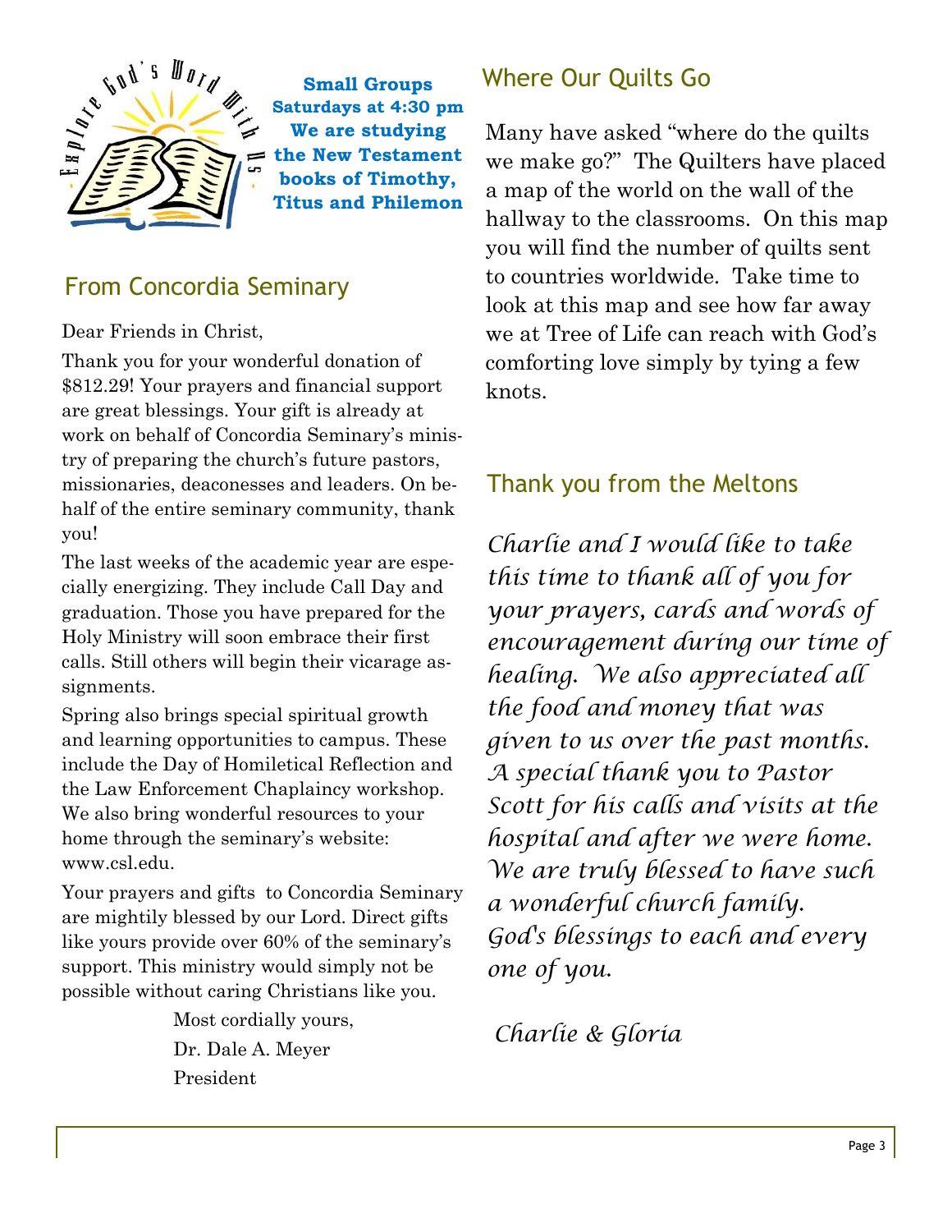**Small Groups**
**Saturdays at 4:30 pm**
**We are studying the New Testament books of Timothy, Titus and Philemon**

## From Concordia Seminary

Dear Friends in Christ,

Thank you for your wonderful donation of $812.29! Your prayers and financial support are great blessings. Your gift is already at work on behalf of Concordia Seminary's ministry of preparing the church's future pastors, missionaries, deaconesses and leaders. On behalf of the entire seminary community, thank you!

The last weeks of the academic year are especially energizing. They include Call Day and graduation. Those you have prepared for the Holy Ministry will soon embrace their first calls. Still others will begin their vicarage assignments.

Spring also brings special spiritual growth and learning opportunities to campus. These include the Day of Homiletical Reflection and the Law Enforcement Chaplaincy workshop. We also bring wonderful resources to your home through the seminary's website: www.csl.edu.

Your prayers and gifts to Concordia Seminary are mightily blessed by our Lord. Direct gifts like yours provide over 60% of the seminary's support. This ministry would simply not be possible without caring Christians like you.

Most cordially yours,
Dr. Dale A. Meyer
President

## Where Our Quilts Go

Many have asked "where do the quilts we make go?" The Quilters have placed a map of the world on the wall of the hallway to the classrooms. On this map you will find the number of quilts sent to countries worldwide. Take time to look at this map and see how far away we at Tree of Life can reach with God's comforting love simply by tying a few knots.

## Thank you from the Meltons

*Charlie and I would like to take this time to thank all of you for your prayers, cards and words of encouragement during our time of healing. We also appreciated all the food and money that was given to us over the past months. A special thank you to Pastor Scott for his calls and visits at the hospital and after we were home. We are truly blessed to have such a wonderful church family. God's blessings to each and every one of you.*

*Charlie & Gloria*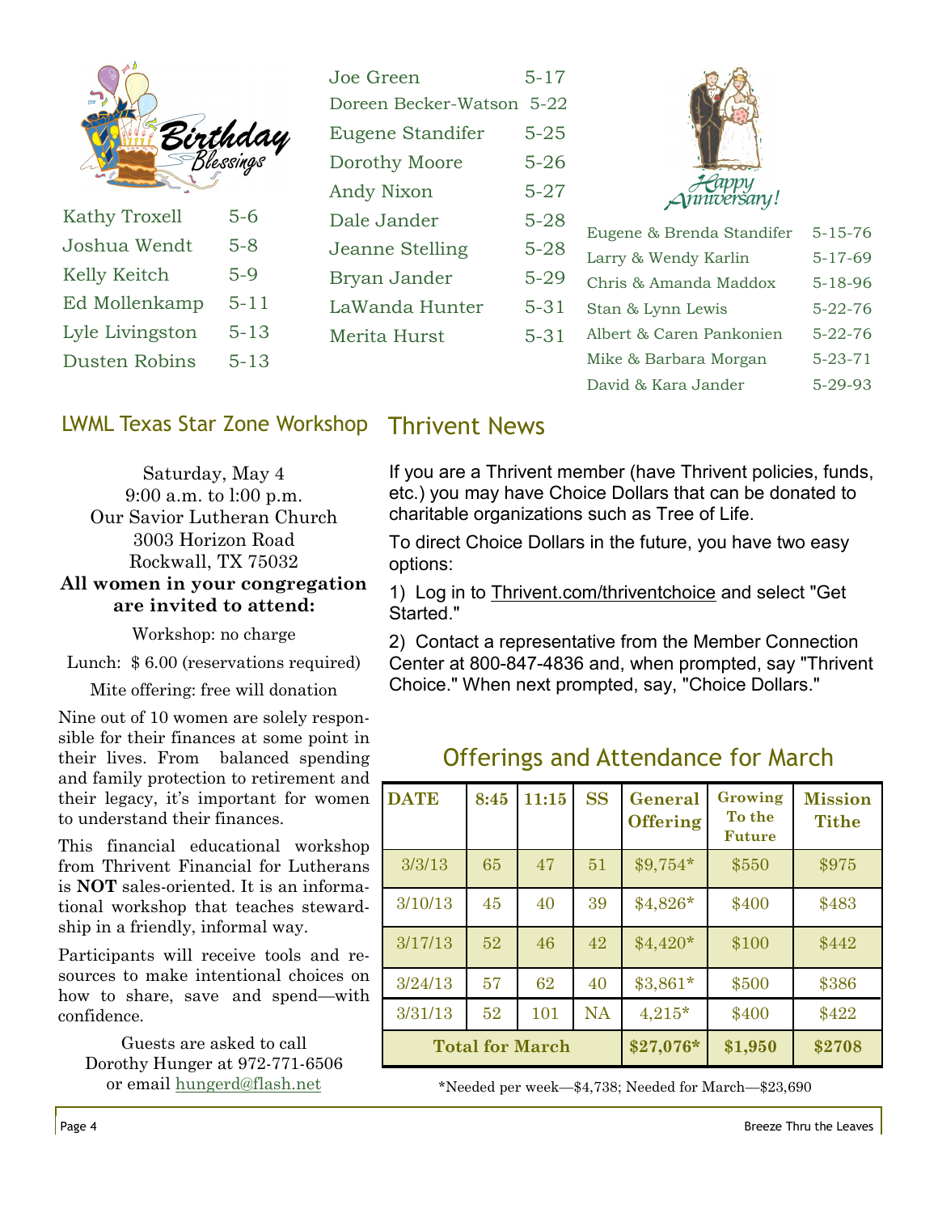## Birthday Blessings

| | |
|---|---|
| Kathy Troxell | 5-6 |
| Joshua Wendt | 5-8 |
| Kelly Keitch | 5-9 |
| Ed Mollenkamp | 5-11 |
| Lyle Livingston | 5-13 |
| Dusten Robins | 5-13 |
| Joe Green | 5-17 |
| Doreen Becker-Watson | 5-22 |
| Eugene Standifer | 5-25 |
| Dorothy Moore | 5-26 |
| Andy Nixon | 5-27 |
| Dale Jander | 5-28 |
| Jeanne Stelling | 5-28 |
| Bryan Jander | 5-29 |
| LaWanda Hunter | 5-31 |
| Merita Hurst | 5-31 |

## Happy Anniversary!

| | |
|---|---|
| Eugene & Brenda Standifer | 5-15-76 |
| Larry & Wendy Karlin | 5-17-69 |
| Chris & Amanda Maddox | 5-18-96 |
| Stan & Lynn Lewis | 5-22-76 |
| Albert & Caren Pankonien | 5-22-76 |
| Mike & Barbara Morgan | 5-23-71 |
| David & Kara Jander | 5-29-93 |

## LWML Texas Star Zone Workshop

Saturday, May 4
9:00 a.m. to l:00 p.m.
Our Savior Lutheran Church
3003 Horizon Road
Rockwall, TX 75032

**All women in your congregation are invited to attend:**

Workshop: no charge

Lunch: $ 6.00 (reservations required)

Mite offering: free will donation

Nine out of 10 women are solely responsible for their finances at some point in their lives. From balanced spending and family protection to retirement and their legacy, it's important for women to understand their finances.

This financial educational workshop from Thrivent Financial for Lutherans is **NOT** sales-oriented. It is an informational workshop that teaches stewardship in a friendly, informal way.

Participants will receive tools and resources to make intentional choices on how to share, save and spend—with confidence.

Guests are asked to call
Dorothy Hunger at 972-771-6506
or email hungerd@flash.net

## Thrivent News

If you are a Thrivent member (have Thrivent policies, funds, etc.) you may have Choice Dollars that can be donated to charitable organizations such as Tree of Life.

To direct Choice Dollars in the future, you have two easy options:

1) Log in to Thrivent.com/thriventchoice and select "Get Started."

2) Contact a representative from the Member Connection Center at 800-847-4836 and, when prompted, say "Thrivent Choice." When next prompted, say, "Choice Dollars."

## Offerings and Attendance for March

| DATE | 8:45 | 11:15 | SS | General Offering | Growing To the Future | Mission Tithe |
|---|---|---|---|---|---|---|
| 3/3/13 | 65 | 47 | 51 | $9,754* | $550 | $975 |
| 3/10/13 | 45 | 40 | 39 | $4,826* | $400 | $483 |
| 3/17/13 | 52 | 46 | 42 | $4,420* | $100 | $442 |
| 3/24/13 | 57 | 62 | 40 | $3,861* | $500 | $386 |
| 3/31/13 | 52 | 101 | NA | 4,215* | $400 | $422 |
| **Total for March** | | | | **$27,076*** | **$1,950** | **$2708** |

*Needed per week—$4,738; Needed for March—$23,690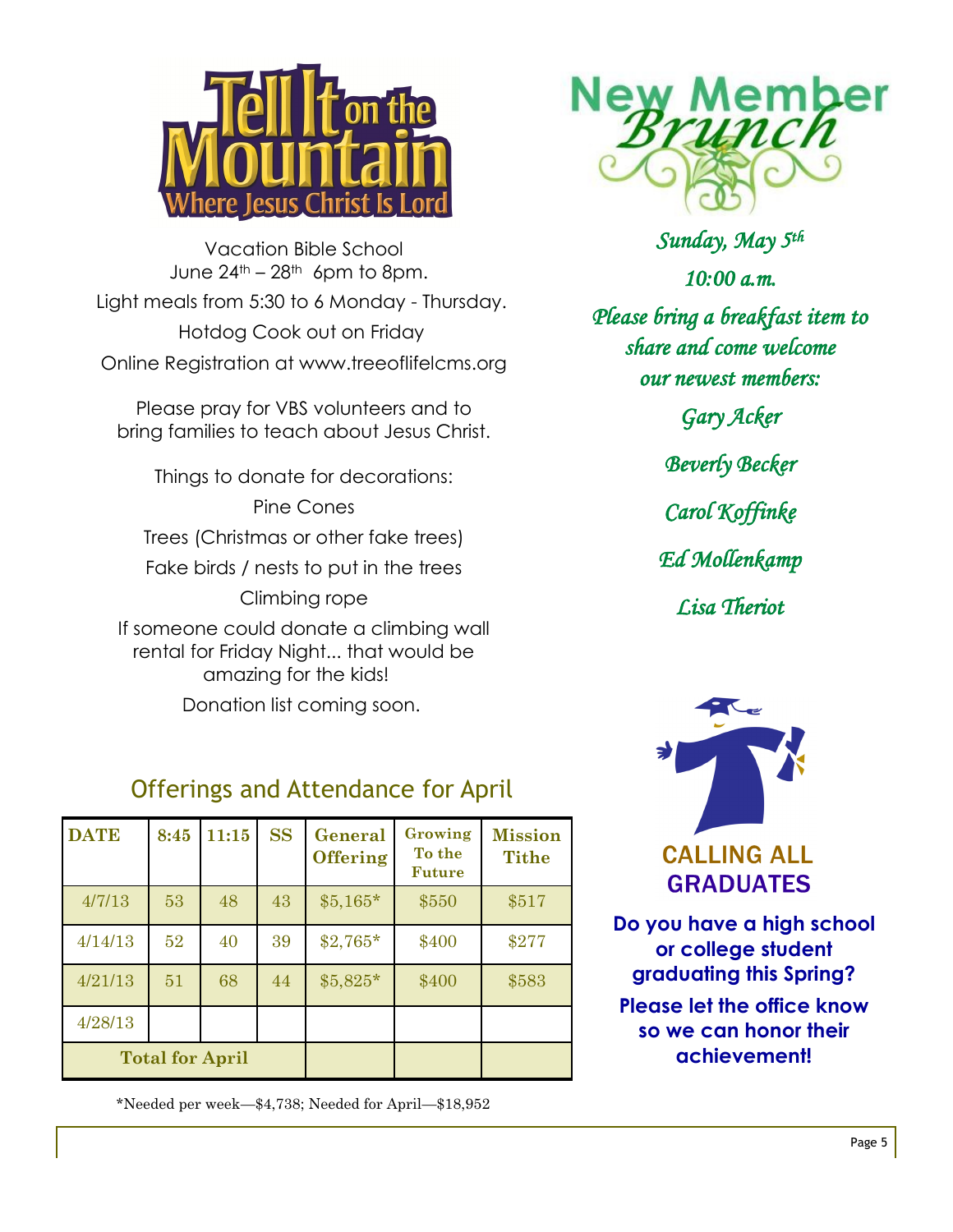# Tell It on the Mountain
## Where Jesus Christ Is Lord

Vacation Bible School
June 24th – 28th 6pm to 8pm.

Light meals from 5:30 to 6 Monday - Thursday.

Hotdog Cook out on Friday

Online Registration at www.treeoflifelcms.org

Please pray for VBS volunteers and to bring families to teach about Jesus Christ.

Things to donate for decorations:

Pine Cones

Trees (Christmas or other fake trees)

Fake birds / nests to put in the trees

Climbing rope

If someone could donate a climbing wall rental for Friday Night... that would be amazing for the kids!

Donation list coming soon.

## Offerings and Attendance for April

| DATE | 8:45 | 11:15 | SS | General Offering | Growing To the Future | Mission Tithe |
|---|---|---|---|---|---|---|
| 4/7/13 | 53 | 48 | 43 | $5,165* | $550 | $517 |
| 4/14/13 | 52 | 40 | 39 | $2,765* | $400 | $277 |
| 4/21/13 | 51 | 68 | 44 | $5,825* | $400 | $583 |
| 4/28/13 | | | | | | |
| **Total for April** | | | | | | |

*Needed per week—$4,738; Needed for April—$18,952

# New Member Brunch

*Sunday, May 5th*

*10:00 a.m.*

*Please bring a breakfast item to share and come welcome our newest members:*

*Gary Acker*

*Beverly Becker*

*Carol Koffinke*

*Ed Mollenkamp*

*Lisa Theriot*

## CALLING ALL GRADUATES

**Do you have a high school or college student graduating this Spring?**

**Please let the office know so we can honor their achievement!**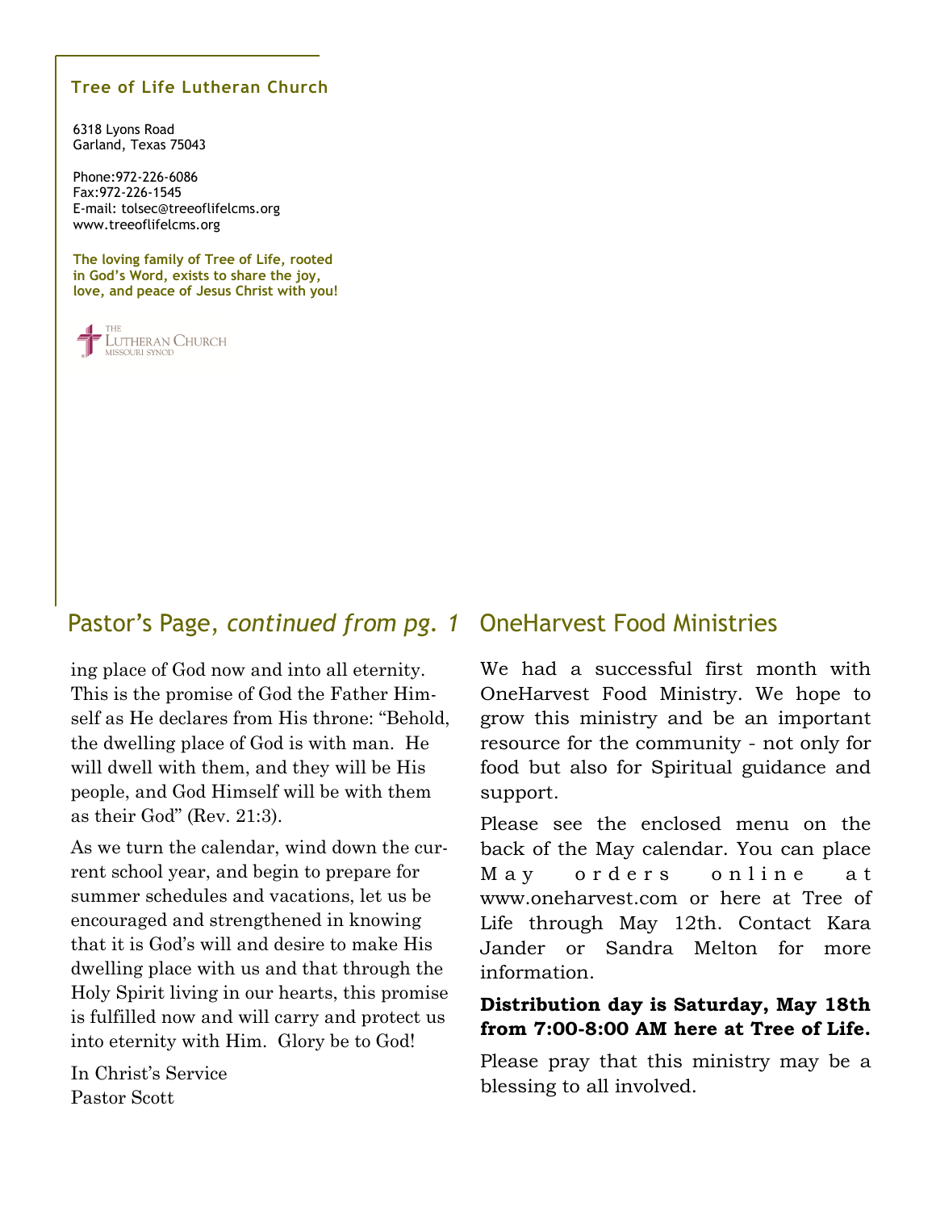**Tree of Life Lutheran Church**

6318 Lyons Road
Garland, Texas 75043

Phone:972-226-6086
Fax:972-226-1545
E-mail: tolsec@treeoflifelcms.org
www.treeoflifelcms.org

**The loving family of Tree of Life, rooted in God's Word, exists to share the joy, love, and peace of Jesus Christ with you!**

THE LUTHERAN CHURCH MISSOURI SYNOD

## Pastor's Page, *continued from pg. 1*

ing place of God now and into all eternity. This is the promise of God the Father Himself as He declares from His throne: "Behold, the dwelling place of God is with man. He will dwell with them, and they will be His people, and God Himself will be with them as their God" (Rev. 21:3).

As we turn the calendar, wind down the current school year, and begin to prepare for summer schedules and vacations, let us be encouraged and strengthened in knowing that it is God's will and desire to make His dwelling place with us and that through the Holy Spirit living in our hearts, this promise is fulfilled now and will carry and protect us into eternity with Him. Glory be to God!

In Christ's Service
Pastor Scott

## OneHarvest Food Ministries

We had a successful first month with OneHarvest Food Ministry. We hope to grow this ministry and be an important resource for the community - not only for food but also for Spiritual guidance and support.

Please see the enclosed menu on the back of the May calendar. You can place May orders online at www.oneharvest.com or here at Tree of Life through May 12th. Contact Kara Jander or Sandra Melton for more information.

**Distribution day is Saturday, May 18th from 7:00-8:00 AM here at Tree of Life.**

Please pray that this ministry may be a blessing to all involved.